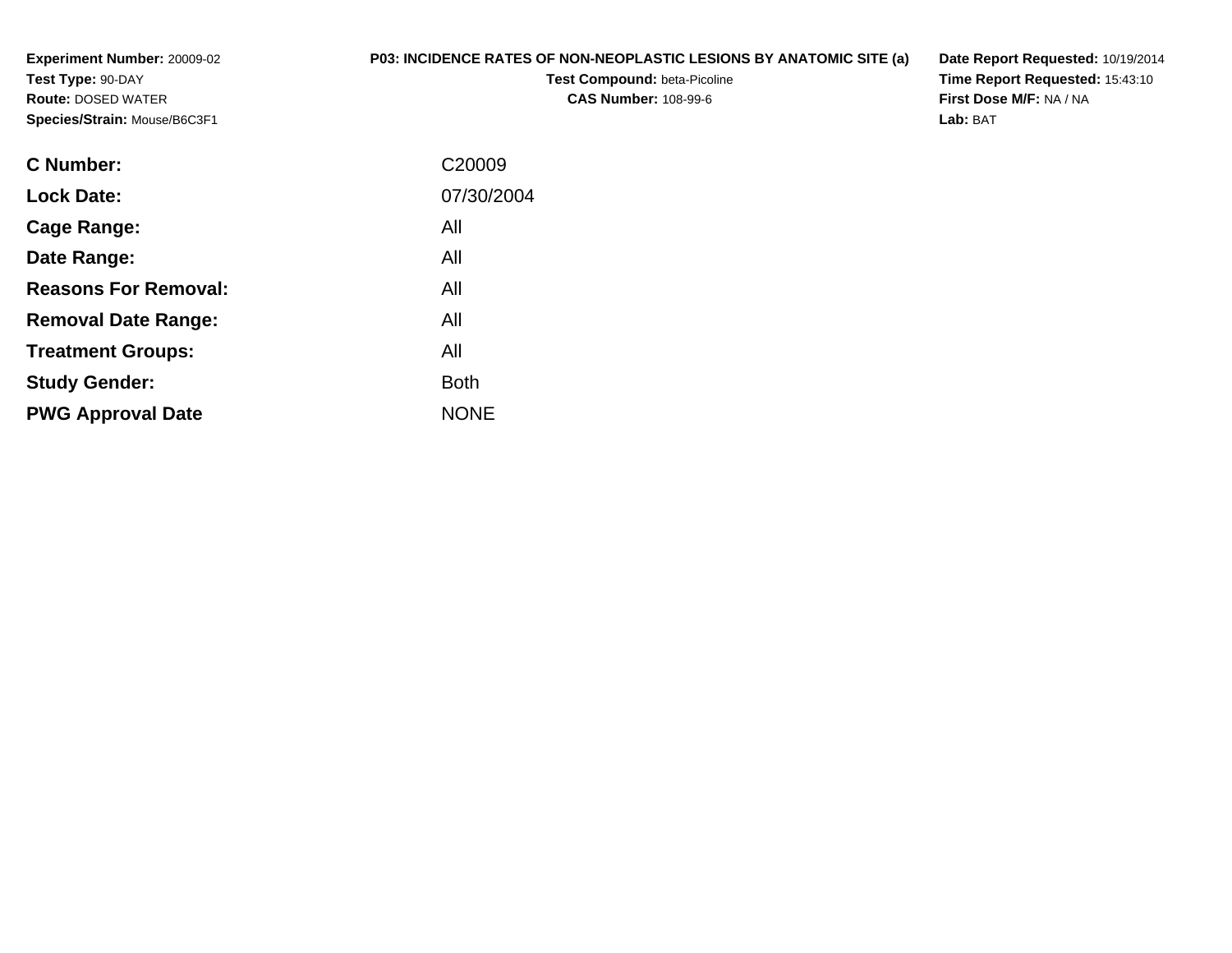**Experiment Number:** 20009-02
**Test Type:** 90-DAY
**Route:** DOSED WATER
**Species/Strain:** Mouse/B6C3F1

**P03: INCIDENCE RATES OF NON-NEOPLASTIC LESIONS BY ANATOMIC SITE (a)**
**Test Compound:** beta-Picoline
**CAS Number:** 108-99-6

**Date Report Requested:** 10/19/2014
**Time Report Requested:** 15:43:10
**First Dose M/F:** NA / NA
**Lab:** BAT

| | |
|---|---|
| **C Number:** | C20009 |
| **Lock Date:** | 07/30/2004 |
| **Cage Range:** | All |
| **Date Range:** | All |
| **Reasons For Removal:** | All |
| **Removal Date Range:** | All |
| **Treatment Groups:** | All |
| **Study Gender:** | Both |
| **PWG Approval Date** | NONE |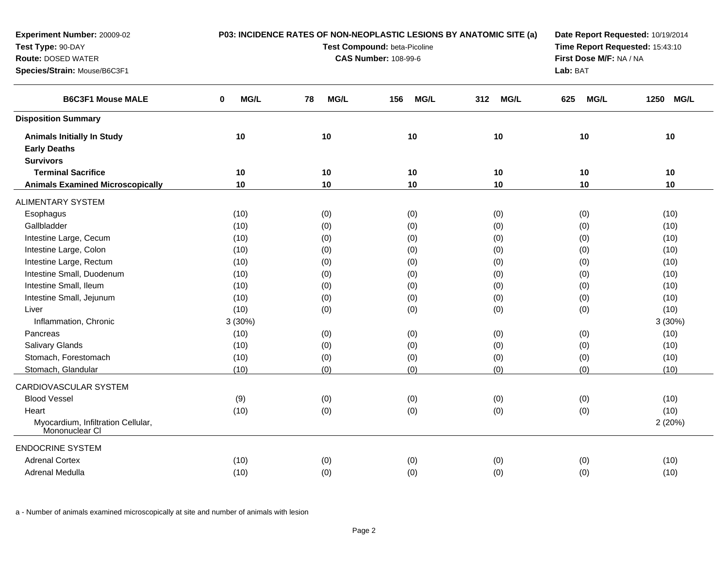**Experiment Number:** 20009-02
**Test Type:** 90-DAY
**Route:** DOSED WATER
**Species/Strain:** Mouse/B6C3F1

**P03: INCIDENCE RATES OF NON-NEOPLASTIC LESIONS BY ANATOMIC SITE (a)**
**Test Compound:** beta-Picoline
**CAS Number:** 108-99-6

**Date Report Requested:** 10/19/2014
**Time Report Requested:** 15:43:10
**First Dose M/F:** NA / NA
**Lab:** BAT

| B6C3F1 Mouse MALE | 0 MG/L | 78 MG/L | 156 MG/L | 312 MG/L | 625 MG/L | 1250 MG/L |
|---|---|---|---|---|---|---|
| **Disposition Summary** | | | | | | |
| **Animals Initially In Study** | 10 | 10 | 10 | 10 | 10 | 10 |
| **Early Deaths** | | | | | | |
| **Survivors** | | | | | | |
| **Terminal Sacrifice** | 10 | 10 | 10 | 10 | 10 | 10 |
| **Animals Examined Microscopically** | 10 | 10 | 10 | 10 | 10 | 10 |
| ALIMENTARY SYSTEM | | | | | | |
| Esophagus | (10) | (0) | (0) | (0) | (0) | (10) |
| Gallbladder | (10) | (0) | (0) | (0) | (0) | (10) |
| Intestine Large, Cecum | (10) | (0) | (0) | (0) | (0) | (10) |
| Intestine Large, Colon | (10) | (0) | (0) | (0) | (0) | (10) |
| Intestine Large, Rectum | (10) | (0) | (0) | (0) | (0) | (10) |
| Intestine Small, Duodenum | (10) | (0) | (0) | (0) | (0) | (10) |
| Intestine Small, Ileum | (10) | (0) | (0) | (0) | (0) | (10) |
| Intestine Small, Jejunum | (10) | (0) | (0) | (0) | (0) | (10) |
| Liver | (10) | (0) | (0) | (0) | (0) | (10) |
| Inflammation, Chronic | 3 (30%) | | | | | 3 (30%) |
| Pancreas | (10) | (0) | (0) | (0) | (0) | (10) |
| Salivary Glands | (10) | (0) | (0) | (0) | (0) | (10) |
| Stomach, Forestomach | (10) | (0) | (0) | (0) | (0) | (10) |
| Stomach, Glandular | (10) | (0) | (0) | (0) | (0) | (10) |
| CARDIOVASCULAR SYSTEM | | | | | | |
| Blood Vessel | (9) | (0) | (0) | (0) | (0) | (10) |
| Heart | (10) | (0) | (0) | (0) | (0) | (10) |
| Myocardium, Infiltration Cellular, Mononuclear Cl | | | | | | 2 (20%) |
| ENDOCRINE SYSTEM | | | | | | |
| Adrenal Cortex | (10) | (0) | (0) | (0) | (0) | (10) |
| Adrenal Medulla | (10) | (0) | (0) | (0) | (0) | (10) |

a - Number of animals examined microscopically at site and number of animals with lesion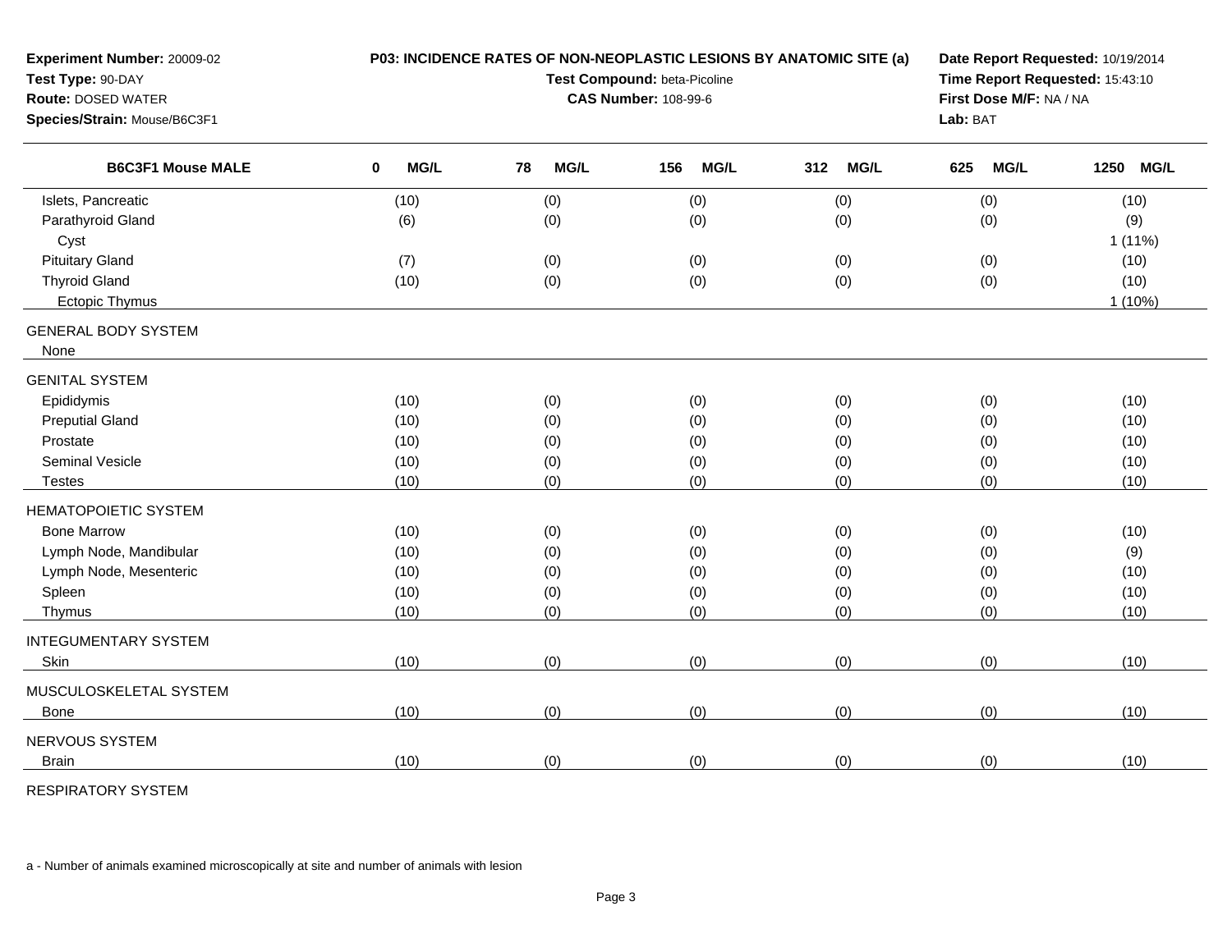**Experiment Number:** 20009-02
**Test Type:** 90-DAY
**Route:** DOSED WATER
**Species/Strain:** Mouse/B6C3F1

**P03: INCIDENCE RATES OF NON-NEOPLASTIC LESIONS BY ANATOMIC SITE (a)**
**Test Compound:** beta-Picoline
**CAS Number:** 108-99-6

**Date Report Requested:** 10/19/2014
**Time Report Requested:** 15:43:10
**First Dose M/F:** NA / NA
**Lab:** BAT

| B6C3F1 Mouse MALE | 0 MG/L | 78 MG/L | 156 MG/L | 312 MG/L | 625 MG/L | 1250 MG/L |
|---|---|---|---|---|---|---|
| Islets, Pancreatic | (10) | (0) | (0) | (0) | (0) | (10) |
| Parathyroid Gland | (6) | (0) | (0) | (0) | (0) | (9) |
| Cyst | | | | | | 1 (11%) |
| Pituitary Gland | (7) | (0) | (0) | (0) | (0) | (10) |
| Thyroid Gland | (10) | (0) | (0) | (0) | (0) | (10) |
| Ectopic Thymus | | | | | | 1 (10%) |
| GENERAL BODY SYSTEM | | | | | | |
| None | | | | | | |
| GENITAL SYSTEM | | | | | | |
| Epididymis | (10) | (0) | (0) | (0) | (0) | (10) |
| Preputial Gland | (10) | (0) | (0) | (0) | (0) | (10) |
| Prostate | (10) | (0) | (0) | (0) | (0) | (10) |
| Seminal Vesicle | (10) | (0) | (0) | (0) | (0) | (10) |
| Testes | (10) | (0) | (0) | (0) | (0) | (10) |
| HEMATOPOIETIC SYSTEM | | | | | | |
| Bone Marrow | (10) | (0) | (0) | (0) | (0) | (10) |
| Lymph Node, Mandibular | (10) | (0) | (0) | (0) | (0) | (9) |
| Lymph Node, Mesenteric | (10) | (0) | (0) | (0) | (0) | (10) |
| Spleen | (10) | (0) | (0) | (0) | (0) | (10) |
| Thymus | (10) | (0) | (0) | (0) | (0) | (10) |
| INTEGUMENTARY SYSTEM | | | | | | |
| Skin | (10) | (0) | (0) | (0) | (0) | (10) |
| MUSCULOSKELETAL SYSTEM | | | | | | |
| Bone | (10) | (0) | (0) | (0) | (0) | (10) |
| NERVOUS SYSTEM | | | | | | |
| Brain | (10) | (0) | (0) | (0) | (0) | (10) |
| RESPIRATORY SYSTEM | | | | | | |

a - Number of animals examined microscopically at site and number of animals with lesion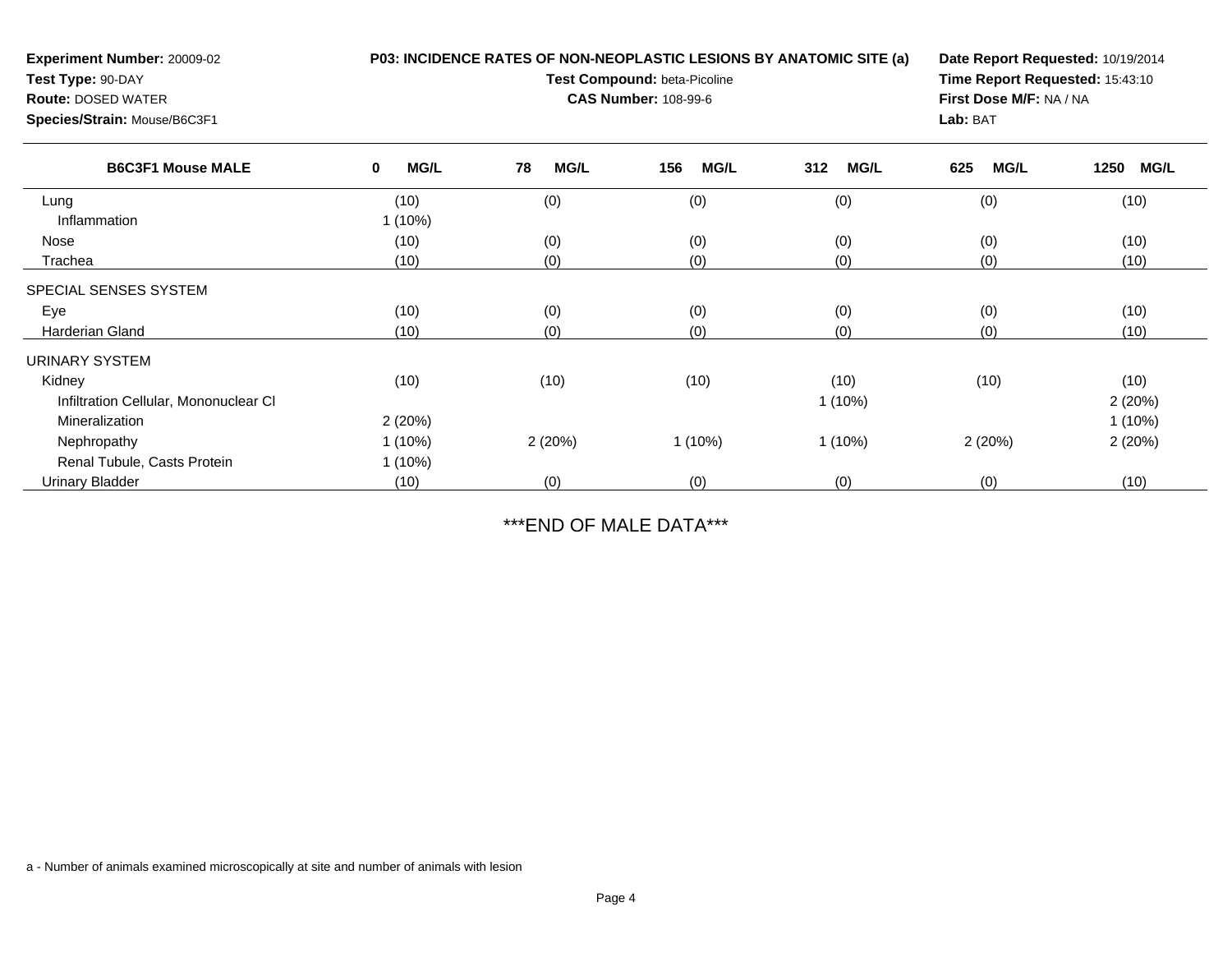**Experiment Number:** 20009-02
**Test Type:** 90-DAY
**Route:** DOSED WATER
**Species/Strain:** Mouse/B6C3F1

**P03: INCIDENCE RATES OF NON-NEOPLASTIC LESIONS BY ANATOMIC SITE (a)**
**Test Compound:** beta-Picoline
**CAS Number:** 108-99-6

**Date Report Requested:** 10/19/2014
**Time Report Requested:** 15:43:10
**First Dose M/F:** NA / NA
**Lab:** BAT

| B6C3F1 Mouse MALE | 0 MG/L | 78 MG/L | 156 MG/L | 312 MG/L | 625 MG/L | 1250 MG/L |
|---|---|---|---|---|---|---|
| Lung | (10) | (0) | (0) | (0) | (0) | (10) |
| Inflammation | 1 (10%) | | | | | |
| Nose | (10) | (0) | (0) | (0) | (0) | (10) |
| Trachea | (10) | (0) | (0) | (0) | (0) | (10) |
| SPECIAL SENSES SYSTEM | | | | | | |
| Eye | (10) | (0) | (0) | (0) | (0) | (10) |
| Harderian Gland | (10) | (0) | (0) | (0) | (0) | (10) |
| URINARY SYSTEM | | | | | | |
| Kidney | (10) | (10) | (10) | (10) | (10) | (10) |
| Infiltration Cellular, Mononuclear Cl | | | | 1 (10%) | | 2 (20%) |
| Mineralization | 2 (20%) | | | | | 1 (10%) |
| Nephropathy | 1 (10%) | 2 (20%) | 1 (10%) | 1 (10%) | 2 (20%) | 2 (20%) |
| Renal Tubule, Casts Protein | 1 (10%) | | | | | |
| Urinary Bladder | (10) | (0) | (0) | (0) | (0) | (10) |

***END OF MALE DATA***

a - Number of animals examined microscopically at site and number of animals with lesion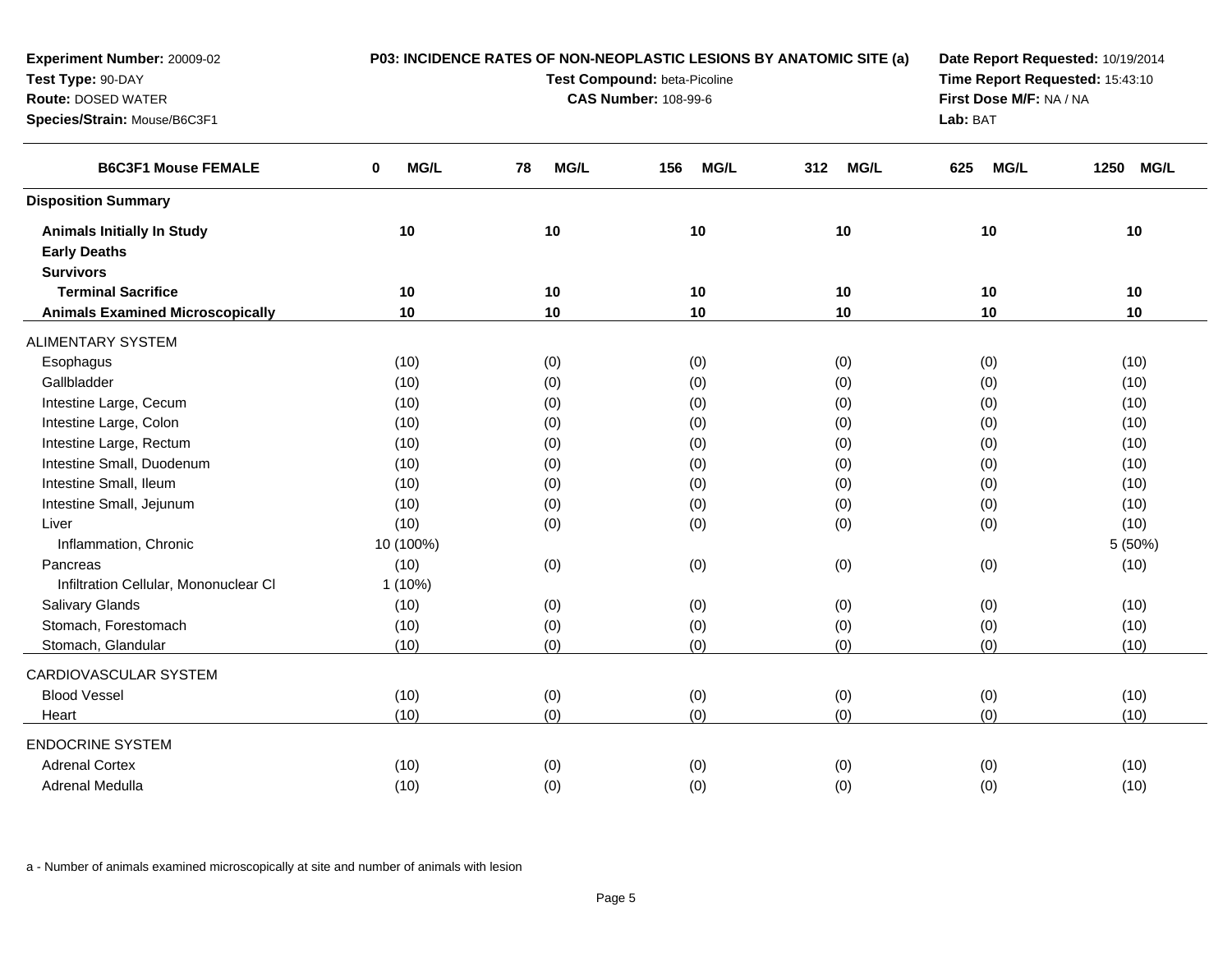**Experiment Number:** 20009-02
**Test Type:** 90-DAY
**Route:** DOSED WATER
**Species/Strain:** Mouse/B6C3F1

**P03: INCIDENCE RATES OF NON-NEOPLASTIC LESIONS BY ANATOMIC SITE (a)**
**Test Compound:** beta-Picoline
**CAS Number:** 108-99-6

**Date Report Requested:** 10/19/2014
**Time Report Requested:** 15:43:10
**First Dose M/F:** NA / NA
**Lab:** BAT

| B6C3F1 Mouse FEMALE | 0 MG/L | 78 MG/L | 156 MG/L | 312 MG/L | 625 MG/L | 1250 MG/L |
|---|---|---|---|---|---|---|
| **Disposition Summary** | | | | | | |
| **Animals Initially In Study** | 10 | 10 | 10 | 10 | 10 | 10 |
| **Early Deaths** | | | | | | |
| **Survivors** | | | | | | |
| **Terminal Sacrifice** | 10 | 10 | 10 | 10 | 10 | 10 |
| **Animals Examined Microscopically** | 10 | 10 | 10 | 10 | 10 | 10 |
| ALIMENTARY SYSTEM | | | | | | |
| Esophagus | (10) | (0) | (0) | (0) | (0) | (10) |
| Gallbladder | (10) | (0) | (0) | (0) | (0) | (10) |
| Intestine Large, Cecum | (10) | (0) | (0) | (0) | (0) | (10) |
| Intestine Large, Colon | (10) | (0) | (0) | (0) | (0) | (10) |
| Intestine Large, Rectum | (10) | (0) | (0) | (0) | (0) | (10) |
| Intestine Small, Duodenum | (10) | (0) | (0) | (0) | (0) | (10) |
| Intestine Small, Ileum | (10) | (0) | (0) | (0) | (0) | (10) |
| Intestine Small, Jejunum | (10) | (0) | (0) | (0) | (0) | (10) |
| Liver | (10) | (0) | (0) | (0) | (0) | (10) |
| Inflammation, Chronic | 10 (100%) | | | | | 5 (50%) |
| Pancreas | (10) | (0) | (0) | (0) | (0) | (10) |
| Infiltration Cellular, Mononuclear Cl | 1 (10%) | | | | | |
| Salivary Glands | (10) | (0) | (0) | (0) | (0) | (10) |
| Stomach, Forestomach | (10) | (0) | (0) | (0) | (0) | (10) |
| Stomach, Glandular | (10) | (0) | (0) | (0) | (0) | (10) |
| CARDIOVASCULAR SYSTEM | | | | | | |
| Blood Vessel | (10) | (0) | (0) | (0) | (0) | (10) |
| Heart | (10) | (0) | (0) | (0) | (0) | (10) |
| ENDOCRINE SYSTEM | | | | | | |
| Adrenal Cortex | (10) | (0) | (0) | (0) | (0) | (10) |
| Adrenal Medulla | (10) | (0) | (0) | (0) | (0) | (10) |

a - Number of animals examined microscopically at site and number of animals with lesion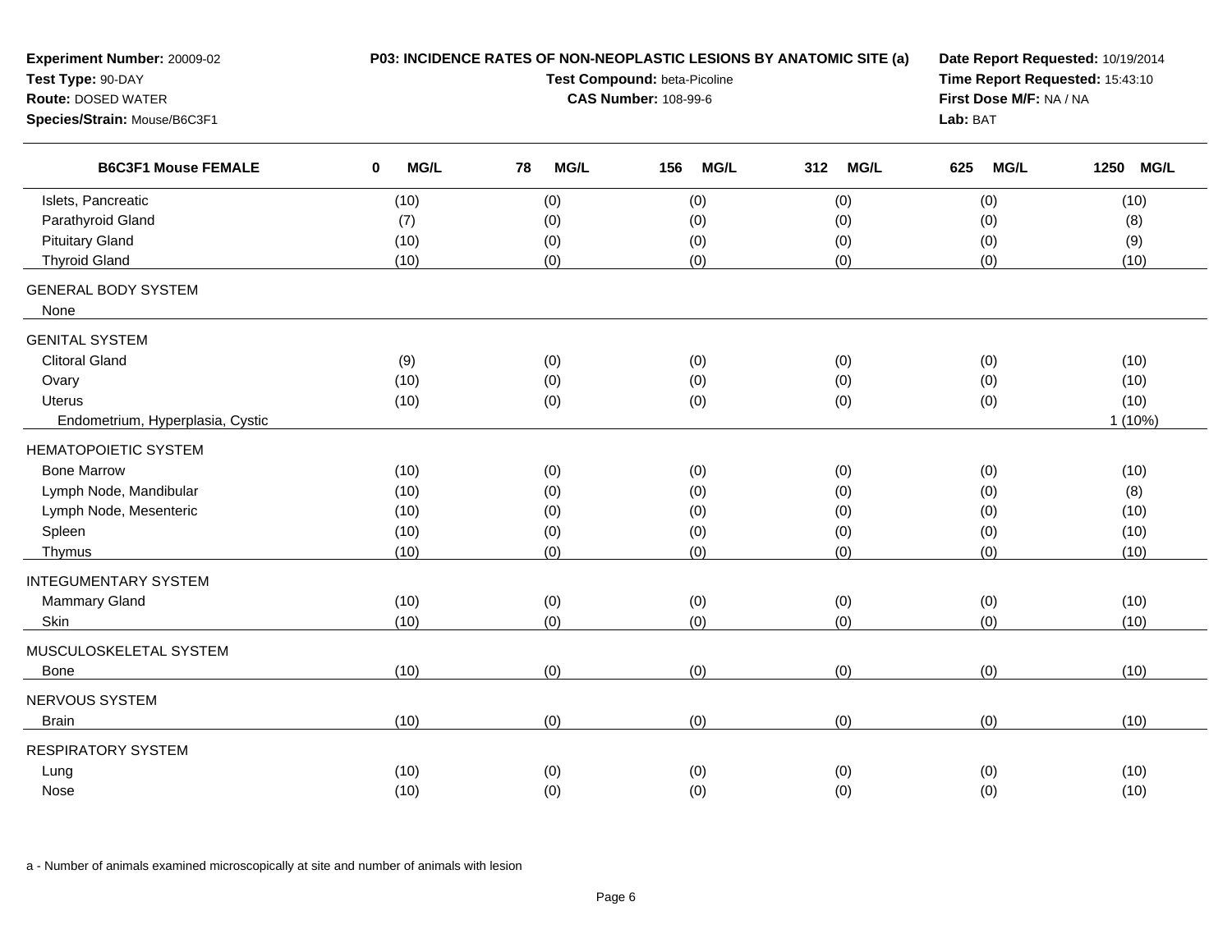**Experiment Number:** 20009-02
**Test Type:** 90-DAY
**Route:** DOSED WATER
**Species/Strain:** Mouse/B6C3F1

**P03: INCIDENCE RATES OF NON-NEOPLASTIC LESIONS BY ANATOMIC SITE (a)**
**Test Compound:** beta-Picoline
**CAS Number:** 108-99-6

**Date Report Requested:** 10/19/2014
**Time Report Requested:** 15:43:10
**First Dose M/F:** NA / NA
**Lab:** BAT

| B6C3F1 Mouse FEMALE | 0 MG/L | 78 MG/L | 156 MG/L | 312 MG/L | 625 MG/L | 1250 MG/L |
|---|---|---|---|---|---|---|
| Islets, Pancreatic | (10) | (0) | (0) | (0) | (0) | (10) |
| Parathyroid Gland | (7) | (0) | (0) | (0) | (0) | (8) |
| Pituitary Gland | (10) | (0) | (0) | (0) | (0) | (9) |
| Thyroid Gland | (10) | (0) | (0) | (0) | (0) | (10) |
| GENERAL BODY SYSTEM | | | | | | |
| None | | | | | | |
| GENITAL SYSTEM | | | | | | |
| Clitoral Gland | (9) | (0) | (0) | (0) | (0) | (10) |
| Ovary | (10) | (0) | (0) | (0) | (0) | (10) |
| Uterus | (10) | (0) | (0) | (0) | (0) | (10) |
| Endometrium, Hyperplasia, Cystic | | | | | | 1 (10%) |
| HEMATOPOIETIC SYSTEM | | | | | | |
| Bone Marrow | (10) | (0) | (0) | (0) | (0) | (10) |
| Lymph Node, Mandibular | (10) | (0) | (0) | (0) | (0) | (8) |
| Lymph Node, Mesenteric | (10) | (0) | (0) | (0) | (0) | (10) |
| Spleen | (10) | (0) | (0) | (0) | (0) | (10) |
| Thymus | (10) | (0) | (0) | (0) | (0) | (10) |
| INTEGUMENTARY SYSTEM | | | | | | |
| Mammary Gland | (10) | (0) | (0) | (0) | (0) | (10) |
| Skin | (10) | (0) | (0) | (0) | (0) | (10) |
| MUSCULOSKELETAL SYSTEM | | | | | | |
| Bone | (10) | (0) | (0) | (0) | (0) | (10) |
| NERVOUS SYSTEM | | | | | | |
| Brain | (10) | (0) | (0) | (0) | (0) | (10) |
| RESPIRATORY SYSTEM | | | | | | |
| Lung | (10) | (0) | (0) | (0) | (0) | (10) |
| Nose | (10) | (0) | (0) | (0) | (0) | (10) |

a - Number of animals examined microscopically at site and number of animals with lesion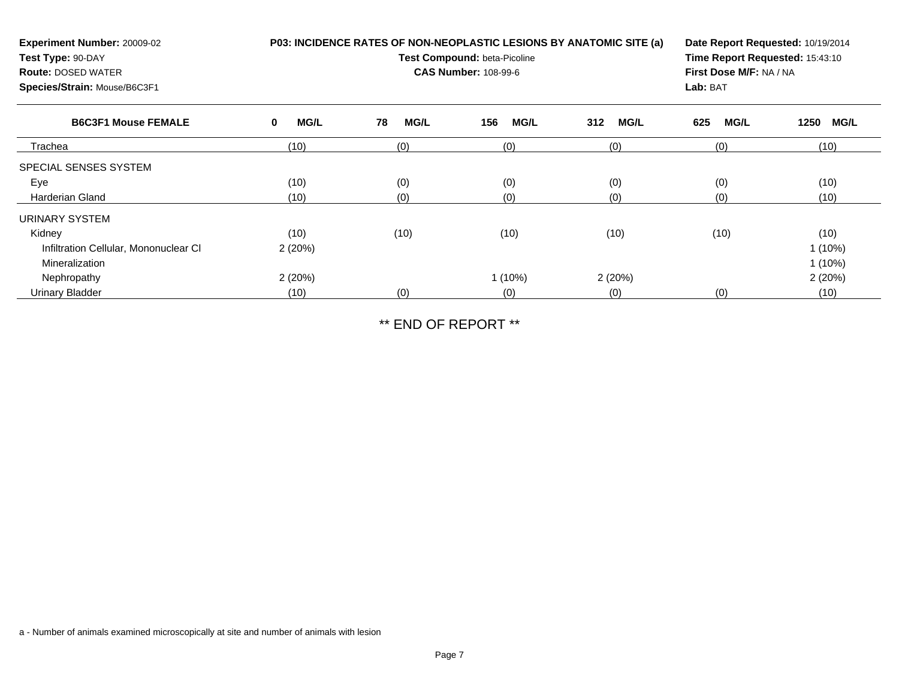**Experiment Number:** 20009-02
**Test Type:** 90-DAY
**Route:** DOSED WATER
**Species/Strain:** Mouse/B6C3F1

**P03: INCIDENCE RATES OF NON-NEOPLASTIC LESIONS BY ANATOMIC SITE (a)**
**Test Compound:** beta-Picoline
**CAS Number:** 108-99-6

**Date Report Requested:** 10/19/2014
**Time Report Requested:** 15:43:10
**First Dose M/F:** NA / NA
**Lab:** BAT

| B6C3F1 Mouse FEMALE | 0 MG/L | 78 MG/L | 156 MG/L | 312 MG/L | 625 MG/L | 1250 MG/L |
|---|---|---|---|---|---|---|
| Trachea | (10) | (0) | (0) | (0) | (0) | (10) |
| SPECIAL SENSES SYSTEM | | | | | | |
| Eye | (10) | (0) | (0) | (0) | (0) | (10) |
| Harderian Gland | (10) | (0) | (0) | (0) | (0) | (10) |
| URINARY SYSTEM | | | | | | |
| Kidney | (10) | (10) | (10) | (10) | (10) | (10) |
| Infiltration Cellular, Mononuclear Cl | 2 (20%) | | | | | 1 (10%) |
| Mineralization | | | | | | 1 (10%) |
| Nephropathy | 2 (20%) | | 1 (10%) | 2 (20%) | | 2 (20%) |
| Urinary Bladder | (10) | (0) | (0) | (0) | (0) | (10) |

** END OF REPORT **

a - Number of animals examined microscopically at site and number of animals with lesion